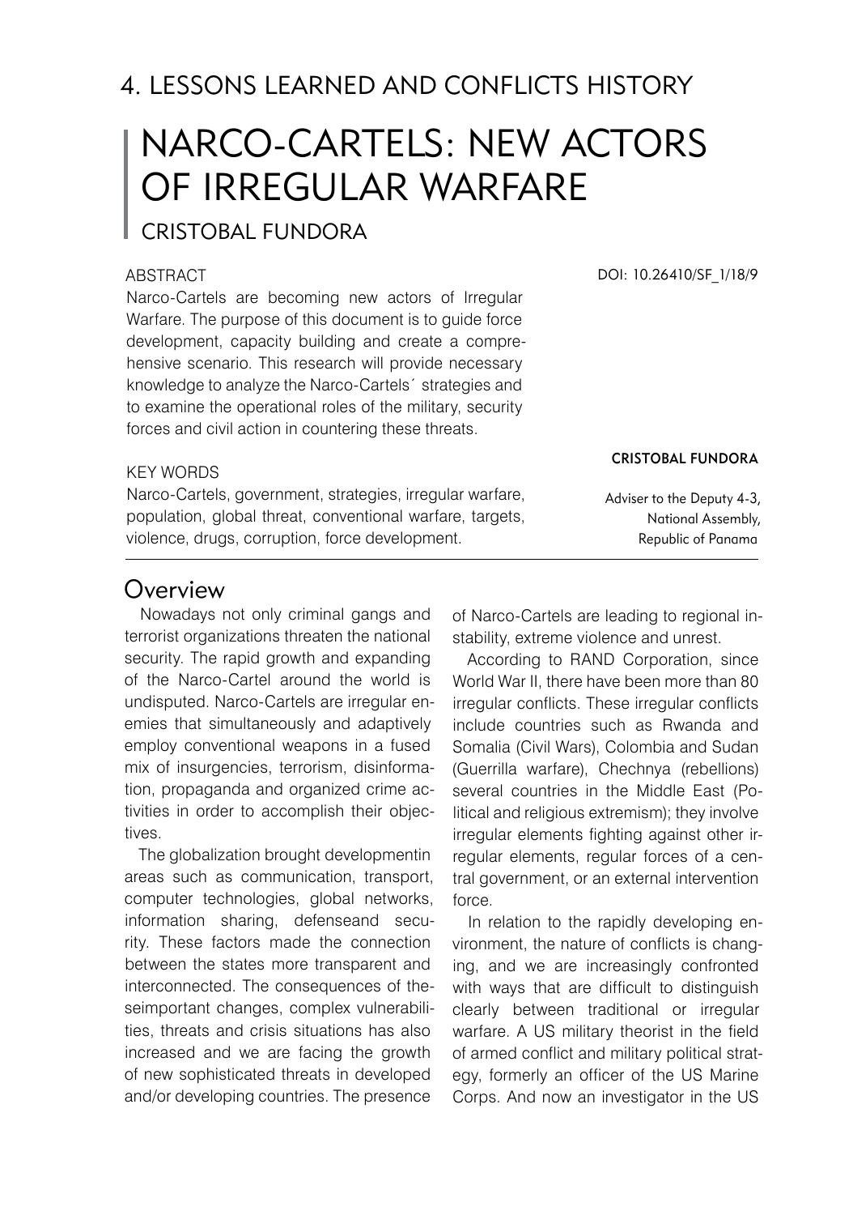## 4. LESSONS LEARNED AND CONFLICTS HISTORY

# NARCO-CARTELS: NEW ACTORS OF IRREGULAR WARFARE

CRISTOBAL FUNDORA

DOI: 10.26410/SF_1/18/9

ABSTRACT

Narco-Cartels are becoming new actors of Irregular Warfare. The purpose of this document is to guide force development, capacity building and create a comprehensive scenario. This research will provide necessary knowledge to analyze the Narco-Cartels´ strategies and to examine the operational roles of the military, security forces and civil action in countering these threats.

KEY WORDS

Narco-Cartels, government, strategies, irregular warfare, population, global threat, conventional warfare, targets, violence, drugs, corruption, force development.

**CRISTOBAL FUNDORA**

Adviser to the Deputy 4-3,
National Assembly,
Republic of Panama

## Overview

Nowadays not only criminal gangs and terrorist organizations threaten the national security. The rapid growth and expanding of the Narco-Cartel around the world is undisputed. Narco-Cartels are irregular enemies that simultaneously and adaptively employ conventional weapons in a fused mix of insurgencies, terrorism, disinformation, propaganda and organized crime activities in order to accomplish their objectives.

The globalization brought developmentin areas such as communication, transport, computer technologies, global networks, information sharing, defenseand security. These factors made the connection between the states more transparent and interconnected. The consequences of theseimportant changes, complex vulnerabilities, threats and crisis situations has also increased and we are facing the growth of new sophisticated threats in developed and/or developing countries. The presence of Narco-Cartels are leading to regional instability, extreme violence and unrest.

According to RAND Corporation, since World War II, there have been more than 80 irregular conflicts. These irregular conflicts include countries such as Rwanda and Somalia (Civil Wars), Colombia and Sudan (Guerrilla warfare), Chechnya (rebellions) several countries in the Middle East (Political and religious extremism); they involve irregular elements fighting against other irregular elements, regular forces of a central government, or an external intervention force.

In relation to the rapidly developing environment, the nature of conflicts is changing, and we are increasingly confronted with ways that are difficult to distinguish clearly between traditional or irregular warfare. A US military theorist in the field of armed conflict and military political strategy, formerly an officer of the US Marine Corps. And now an investigator in the US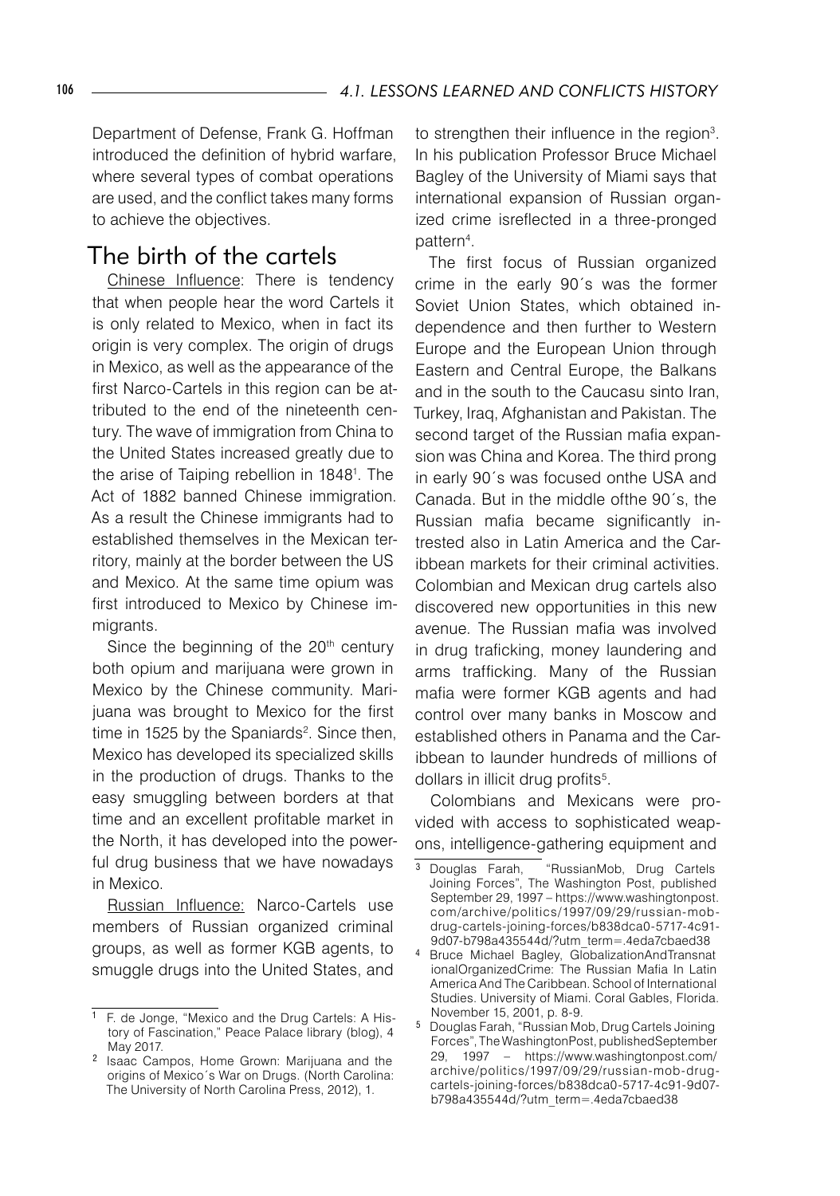Department of Defense, Frank G. Hoffman introduced the definition of hybrid warfare, where several types of combat operations are used, and the conflict takes many forms to achieve the objectives.

## The birth of the cartels

Chinese Influence: There is tendency that when people hear the word Cartels it is only related to Mexico, when in fact its origin is very complex. The origin of drugs in Mexico, as well as the appearance of the first Narco-Cartels in this region can be attributed to the end of the nineteenth century. The wave of immigration from China to the United States increased greatly due to the arise of Taiping rebellion in 1848[1]. The Act of 1882 banned Chinese immigration. As a result the Chinese immigrants had to established themselves in the Mexican territory, mainly at the border between the US and Mexico. At the same time opium was first introduced to Mexico by Chinese immigrants.

Since the beginning of the 20th century both opium and marijuana were grown in Mexico by the Chinese community. Marijuana was brought to Mexico for the first time in 1525 by the Spaniards[2]. Since then, Mexico has developed its specialized skills in the production of drugs. Thanks to the easy smuggling between borders at that time and an excellent profitable market in the North, it has developed into the powerful drug business that we have nowadays in Mexico.

Russian Influence: Narco-Cartels use members of Russian organized criminal groups, as well as former KGB agents, to smuggle drugs into the United States, and to strengthen their influence in the region[3]. In his publication Professor Bruce Michael Bagley of the University of Miami says that international expansion of Russian organized crime isreflected in a three-pronged pattern[4].

The first focus of Russian organized crime in the early 90´s was the former Soviet Union States, which obtained independence and then further to Western Europe and the European Union through Eastern and Central Europe, the Balkans and in the south to the Caucasu sinto Iran, Turkey, Iraq, Afghanistan and Pakistan. The second target of the Russian mafia expansion was China and Korea. The third prong in early 90´s was focused onthe USA and Canada. But in the middle ofthe 90´s, the Russian mafia became significantly intrested also in Latin America and the Caribbean markets for their criminal activities. Colombian and Mexican drug cartels also discovered new opportunities in this new avenue. The Russian mafia was involved in drug traficking, money laundering and arms trafficking. Many of the Russian mafia were former KGB agents and had control over many banks in Moscow and established others in Panama and the Caribbean to launder hundreds of millions of dollars in illicit drug profits[5].

Colombians and Mexicans were provided with access to sophisticated weapons, intelligence-gathering equipment and

---

[1] F. de Jonge, "Mexico and the Drug Cartels: A History of Fascination," Peace Palace library (blog), 4 May 2017.

[2] Isaac Campos, Home Grown: Marijuana and the origins of Mexico´s War on Drugs. (North Carolina: The University of North Carolina Press, 2012), 1.

[3] Douglas Farah, "RussianMob, Drug Cartels Joining Forces", The Washington Post, published September 29, 1997 – https://www.washingtonpost.com/archive/politics/1997/09/29/russian-mob-drug-cartels-joining-forces/b838dca0-5717-4c91-9d07-b798a435544d/?utm_term=.4eda7cbaed38

[4] Bruce Michael Bagley, GlobalizationAndTransnationalOrganizedCrime: The Russian Mafia In Latin America And The Caribbean. School of International Studies. University of Miami. Coral Gables, Florida. November 15, 2001, p. 8-9.

[5] Douglas Farah, "Russian Mob, Drug Cartels Joining Forces", TheWashingtonPost, publishedSeptember 29, 1997 – https://www.washingtonpost.com/archive/politics/1997/09/29/russian-mob-drug-cartels-joining-forces/b838dca0-5717-4c91-9d07-b798a435544d/?utm_term=.4eda7cbaed38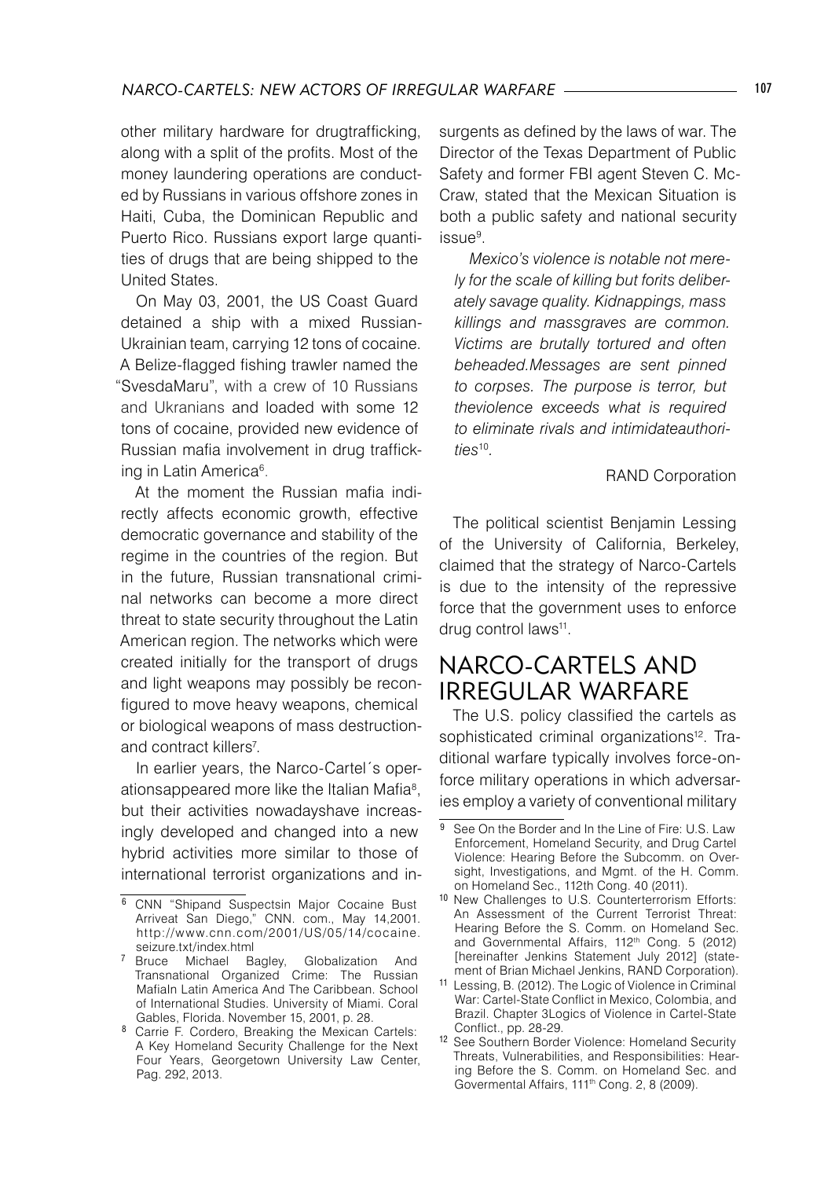other military hardware for drugtrafficking, along with a split of the profits. Most of the money laundering operations are conducted by Russians in various offshore zones in Haiti, Cuba, the Dominican Republic and Puerto Rico. Russians export large quantities of drugs that are being shipped to the United States.

On May 03, 2001, the US Coast Guard detained a ship with a mixed Russian-Ukrainian team, carrying 12 tons of cocaine. A Belize-flagged fishing trawler named the "SvesdaMaru", with a crew of 10 Russians and Ukranians and loaded with some 12 tons of cocaine, provided new evidence of Russian mafia involvement in drug trafficking in Latin America[6].

At the moment the Russian mafia indirectly affects economic growth, effective democratic governance and stability of the regime in the countries of the region. But in the future, Russian transnational criminal networks can become a more direct threat to state security throughout the Latin American region. The networks which were created initially for the transport of drugs and light weapons may possibly be reconfigured to move heavy weapons, chemical or biological weapons of mass destructionand contract killers[7].

In earlier years, the Narco-Cartel´s operationsappeared more like the Italian Mafia[8], but their activities nowadayshave increasingly developed and changed into a new hybrid activities more similar to those of international terrorist organizations and insurgents as defined by the laws of war. The Director of the Texas Department of Public Safety and former FBI agent Steven C. McCraw, stated that the Mexican Situation is both a public safety and national security issue[9].

> *Mexico's violence is notable not merely for the scale of killing but forits deliberately savage quality. Kidnappings, mass killings and massgraves are common. Victims are brutally tortured and often beheaded.Messages are sent pinned to corpses. The purpose is terror, but theviolence exceeds what is required to eliminate rivals and intimidateauthorities*[10].
>
> RAND Corporation

The political scientist Benjamin Lessing of the University of California, Berkeley, claimed that the strategy of Narco-Cartels is due to the intensity of the repressive force that the government uses to enforce drug control laws[11].

## NARCO-CARTELS AND IRREGULAR WARFARE

The U.S. policy classified the cartels as sophisticated criminal organizations[12]. Traditional warfare typically involves force-on-force military operations in which adversaries employ a variety of conventional military

---

[6] CNN "Shipand Suspectsin Major Cocaine Bust Arriveat San Diego," CNN. com., May 14,2001. http://www.cnn.com/2001/US/05/14/cocaine.seizure.txt/index.html

[7] Bruce Michael Bagley, Globalization And Transnational Organized Crime: The Russian MafiaIn Latin America And The Caribbean. School of International Studies. University of Miami. Coral Gables, Florida. November 15, 2001, p. 28.

[8] Carrie F. Cordero, Breaking the Mexican Cartels: A Key Homeland Security Challenge for the Next Four Years, Georgetown University Law Center, Pag. 292, 2013.

[9] See On the Border and In the Line of Fire: U.S. Law Enforcement, Homeland Security, and Drug Cartel Violence: Hearing Before the Subcomm. on Oversight, Investigations, and Mgmt. of the H. Comm. on Homeland Sec., 112th Cong. 40 (2011).

[10] New Challenges to U.S. Counterterrorism Efforts: An Assessment of the Current Terrorist Threat: Hearing Before the S. Comm. on Homeland Sec. and Governmental Affairs, 112th Cong. 5 (2012) [hereinafter Jenkins Statement July 2012] (statement of Brian Michael Jenkins, RAND Corporation).

[11] Lessing, B. (2012). The Logic of Violence in Criminal War: Cartel-State Conflict in Mexico, Colombia, and Brazil. Chapter 3Logics of Violence in Cartel-State Conflict., pp. 28-29.

[12] See Southern Border Violence: Homeland Security Threats, Vulnerabilities, and Responsibilities: Hearing Before the S. Comm. on Homeland Sec. and Govermental Affairs, 111th Cong. 2, 8 (2009).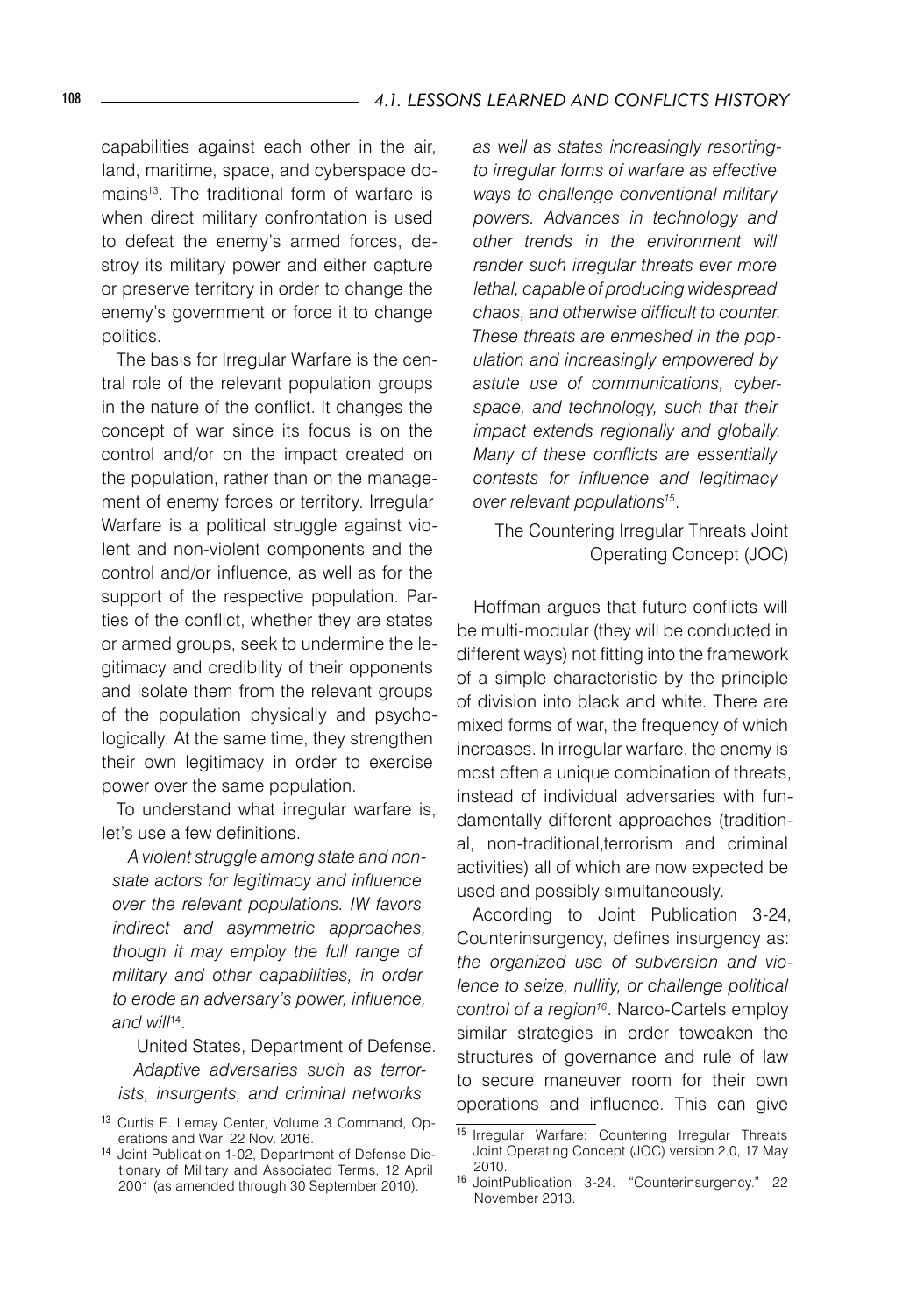capabilities against each other in the air, land, maritime, space, and cyberspace domains[13]. The traditional form of warfare is when direct military confrontation is used to defeat the enemy's armed forces, destroy its military power and either capture or preserve territory in order to change the enemy's government or force it to change politics.

The basis for Irregular Warfare is the central role of the relevant population groups in the nature of the conflict. It changes the concept of war since its focus is on the control and/or on the impact created on the population, rather than on the management of enemy forces or territory. Irregular Warfare is a political struggle against violent and non-violent components and the control and/or influence, as well as for the support of the respective population. Parties of the conflict, whether they are states or armed groups, seek to undermine the legitimacy and credibility of their opponents and isolate them from the relevant groups of the population physically and psychologically. At the same time, they strengthen their own legitimacy in order to exercise power over the same population.

To understand what irregular warfare is, let's use a few definitions.

> *A violent struggle among state and non-state actors for legitimacy and influence over the relevant populations. IW favors indirect and asymmetric approaches, though it may employ the full range of military and other capabilities, in order to erode an adversary's power, influence, and will*[14].
>
> United States, Department of Defense.

> *Adaptive adversaries such as terrorists, insurgents, and criminal networks as well as states increasingly resortingto irregular forms of warfare as effective ways to challenge conventional military powers. Advances in technology and other trends in the environment will render such irregular threats ever more lethal, capable of producing widespread chaos, and otherwise difficult to counter. These threats are enmeshed in the population and increasingly empowered by astute use of communications, cyberspace, and technology, such that their impact extends regionally and globally. Many of these conflicts are essentially contests for influence and legitimacy over relevant populations*[15].
>
> The Countering Irregular Threats Joint Operating Concept (JOC)

Hoffman argues that future conflicts will be multi-modular (they will be conducted in different ways) not fitting into the framework of a simple characteristic by the principle of division into black and white. There are mixed forms of war, the frequency of which increases. In irregular warfare, the enemy is most often a unique combination of threats, instead of individual adversaries with fundamentally different approaches (traditional, non-traditional,terrorism and criminal activities) all of which are now expected be used and possibly simultaneously.

According to Joint Publication 3-24, Counterinsurgency, defines insurgency as: *the organized use of subversion and violence to seize, nullify, or challenge political control of a region*[16]. Narco-Cartels employ similar strategies in order toweaken the structures of governance and rule of law to secure maneuver room for their own operations and influence. This can give

---

[13] Curtis E. Lemay Center, Volume 3 Command, Operations and War, 22 Nov. 2016.

[14] Joint Publication 1-02, Department of Defense Dictionary of Military and Associated Terms, 12 April 2001 (as amended through 30 September 2010).

[15] Irregular Warfare: Countering Irregular Threats Joint Operating Concept (JOC) version 2.0, 17 May 2010.

[16] JointPublication 3-24. "Counterinsurgency." 22 November 2013.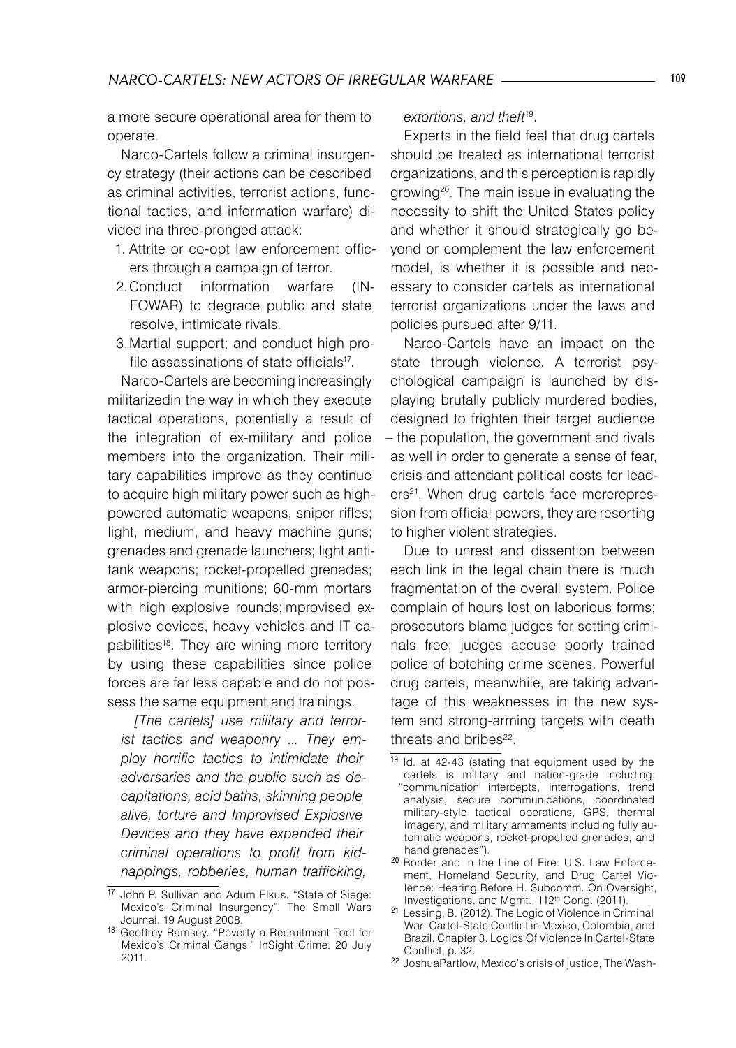a more secure operational area for them to operate.

Narco-Cartels follow a criminal insurgency strategy (their actions can be described as criminal activities, terrorist actions, functional tactics, and information warfare) divided ina three-pronged attack:

1. Attrite or co-opt law enforcement officers through a campaign of terror.
2. Conduct information warfare (INFOWAR) to degrade public and state resolve, intimidate rivals.
3. Martial support; and conduct high profile assassinations of state officials[17].

Narco-Cartels are becoming increasingly militarizedin the way in which they execute tactical operations, potentially a result of the integration of ex-military and police members into the organization. Their military capabilities improve as they continue to acquire high military power such as high-powered automatic weapons, sniper rifles; light, medium, and heavy machine guns; grenades and grenade launchers; light anti-tank weapons; rocket-propelled grenades; armor-piercing munitions; 60-mm mortars with high explosive rounds;improvised explosive devices, heavy vehicles and IT capabilities[18]. They are wining more territory by using these capabilities since police forces are far less capable and do not possess the same equipment and trainings.

> *[The cartels] use military and terrorist tactics and weaponry ... They employ horrific tactics to intimidate their adversaries and the public such as decapitations, acid baths, skinning people alive, torture and Improvised Explosive Devices and they have expanded their criminal operations to profit from kidnappings, robberies, human trafficking, extortions, and theft*[19].

Experts in the field feel that drug cartels should be treated as international terrorist organizations, and this perception is rapidly growing[20]. The main issue in evaluating the necessity to shift the United States policy and whether it should strategically go beyond or complement the law enforcement model, is whether it is possible and necessary to consider cartels as international terrorist organizations under the laws and policies pursued after 9/11.

Narco-Cartels have an impact on the state through violence. A terrorist psychological campaign is launched by displaying brutally publicly murdered bodies, designed to frighten their target audience – the population, the government and rivals as well in order to generate a sense of fear, crisis and attendant political costs for leaders[21]. When drug cartels face morerepression from official powers, they are resorting to higher violent strategies.

Due to unrest and dissention between each link in the legal chain there is much fragmentation of the overall system. Police complain of hours lost on laborious forms; prosecutors blame judges for setting criminals free; judges accuse poorly trained police of botching crime scenes. Powerful drug cartels, meanwhile, are taking advantage of this weaknesses in the new system and strong-arming targets with death threats and bribes[22].

---

[17] John P. Sullivan and Adum Elkus. "State of Siege: Mexico's Criminal Insurgency". The Small Wars Journal. 19 August 2008.

[18] Geoffrey Ramsey. "Poverty a Recruitment Tool for Mexico's Criminal Gangs." InSight Crime. 20 July 2011.

[19] Id. at 42-43 (stating that equipment used by the cartels is military and nation-grade including: "communication intercepts, interrogations, trend analysis, secure communications, coordinated military-style tactical operations, GPS, thermal imagery, and military armaments including fully automatic weapons, rocket-propelled grenades, and hand grenades").

[20] Border and in the Line of Fire: U.S. Law Enforcement, Homeland Security, and Drug Cartel Violence: Hearing Before H. Subcomm. On Oversight, Investigations, and Mgmt., 112th Cong. (2011).

[21] Lessing, B. (2012). The Logic of Violence in Criminal War: Cartel-State Conflict in Mexico, Colombia, and Brazil. Chapter 3. Logics Of Violence In Cartel-State Conflict, p. 32.

[22] JoshuaPartlow, Mexico's crisis of justice, The Wash-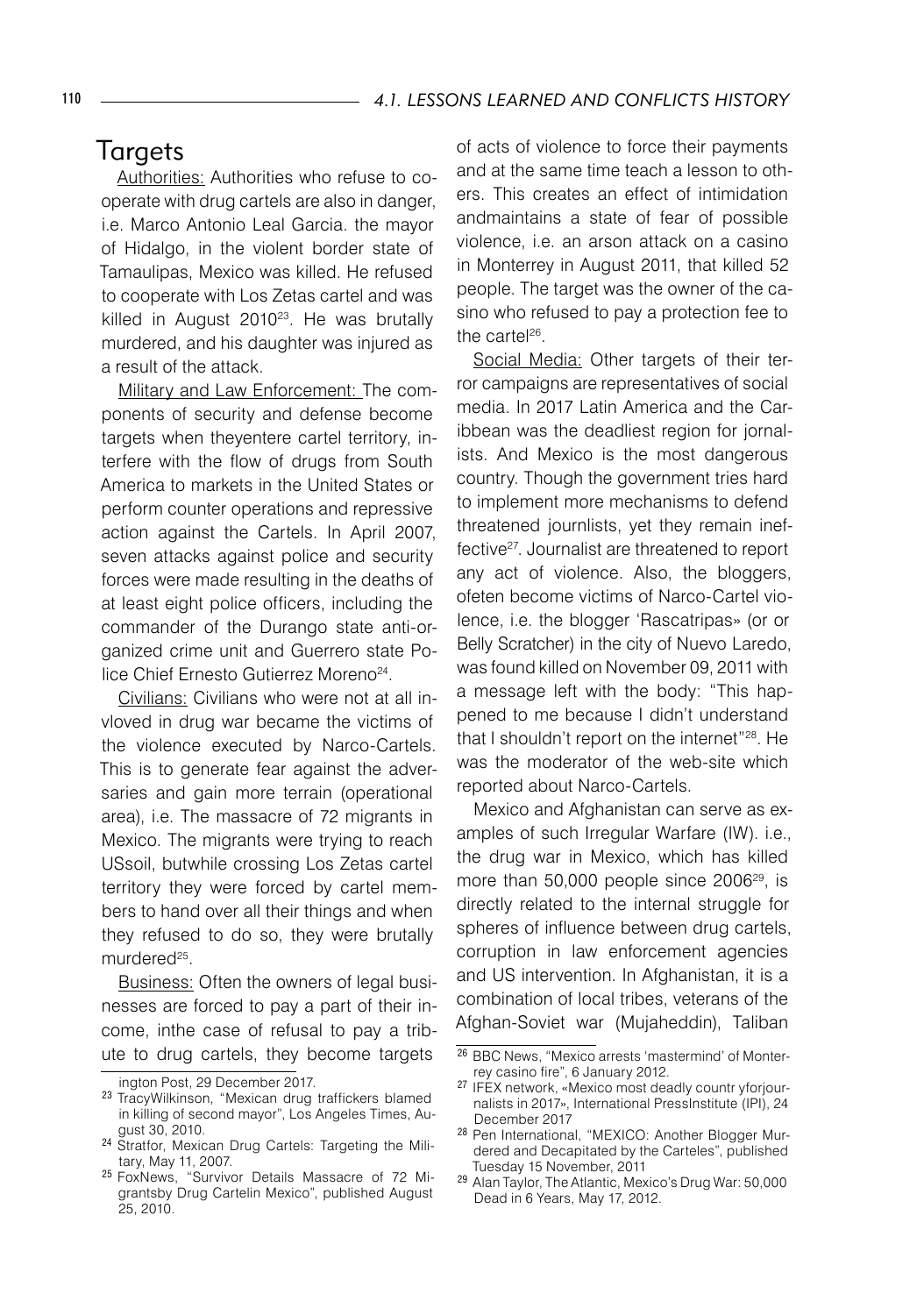## Targets

Authorities: Authorities who refuse to cooperate with drug cartels are also in danger, i.e. Marco Antonio Leal Garcia. the mayor of Hidalgo, in the violent border state of Tamaulipas, Mexico was killed. He refused to cooperate with Los Zetas cartel and was killed in August 2010[23]. He was brutally murdered, and his daughter was injured as a result of the attack.

Military and Law Enforcement: The components of security and defense become targets when theyentere cartel territory, interfere with the flow of drugs from South America to markets in the United States or perform counter operations and repressive action against the Cartels. In April 2007, seven attacks against police and security forces were made resulting in the deaths of at least eight police officers, including the commander of the Durango state anti-organized crime unit and Guerrero state Police Chief Ernesto Gutierrez Moreno[24].

Civilians: Civilians who were not at all invloved in drug war became the victims of the violence executed by Narco-Cartels. This is to generate fear against the adversaries and gain more terrain (operational area), i.e. The massacre of 72 migrants in Mexico. The migrants were trying to reach USsoil, butwhile crossing Los Zetas cartel territory they were forced by cartel members to hand over all their things and when they refused to do so, they were brutally murdered[25].

Business: Often the owners of legal businesses are forced to pay a part of their income, inthe case of refusal to pay a tribute to drug cartels, they become targets of acts of violence to force their payments and at the same time teach a lesson to others. This creates an effect of intimidation andmaintains a state of fear of possible violence, i.e. an arson attack on a casino in Monterrey in August 2011, that killed 52 people. The target was the owner of the casino who refused to pay a protection fee to the cartel[26].

Social Media: Other targets of their terror campaigns are representatives of social media. In 2017 Latin America and the Caribbean was the deadliest region for jornalists. And Mexico is the most dangerous country. Though the government tries hard to implement more mechanisms to defend threatened journlists, yet they remain ineffective[27]. Journalist are threatened to report any act of violence. Also, the bloggers, ofeten become victims of Narco-Cartel violence, i.e. the blogger 'Rascatripas» (or or Belly Scratcher) in the city of Nuevo Laredo, was found killed on November 09, 2011 with a message left with the body: "This happened to me because I didn't understand that I shouldn't report on the internet"[28]. He was the moderator of the web-site which reported about Narco-Cartels.

Mexico and Afghanistan can serve as examples of such Irregular Warfare (IW). i.e., the drug war in Mexico, which has killed more than 50,000 people since 2006[29], is directly related to the internal struggle for spheres of influence between drug cartels, corruption in law enforcement agencies and US intervention. In Afghanistan, it is a combination of local tribes, veterans of the Afghan-Soviet war (Mujaheddin), Taliban

---

ington Post, 29 December 2017.

[23] TracyWilkinson, "Mexican drug traffickers blamed in killing of second mayor", Los Angeles Times, August 30, 2010.

[24] Stratfor, Mexican Drug Cartels: Targeting the Military, May 11, 2007.

[25] FoxNews, "Survivor Details Massacre of 72 Migrantsby Drug Cartelin Mexico", published August 25, 2010.

[26] BBC News, "Mexico arrests 'mastermind' of Monterrey casino fire", 6 January 2012.

[27] IFEX network, «Mexico most deadly countr yforjournalists in 2017», International PressInstitute (IPI), 24 December 2017

[28] Pen International, "MEXICO: Another Blogger Murdered and Decapitated by the Carteles", published Tuesday 15 November, 2011

[29] Alan Taylor, The Atlantic, Mexico's Drug War: 50,000 Dead in 6 Years, May 17, 2012.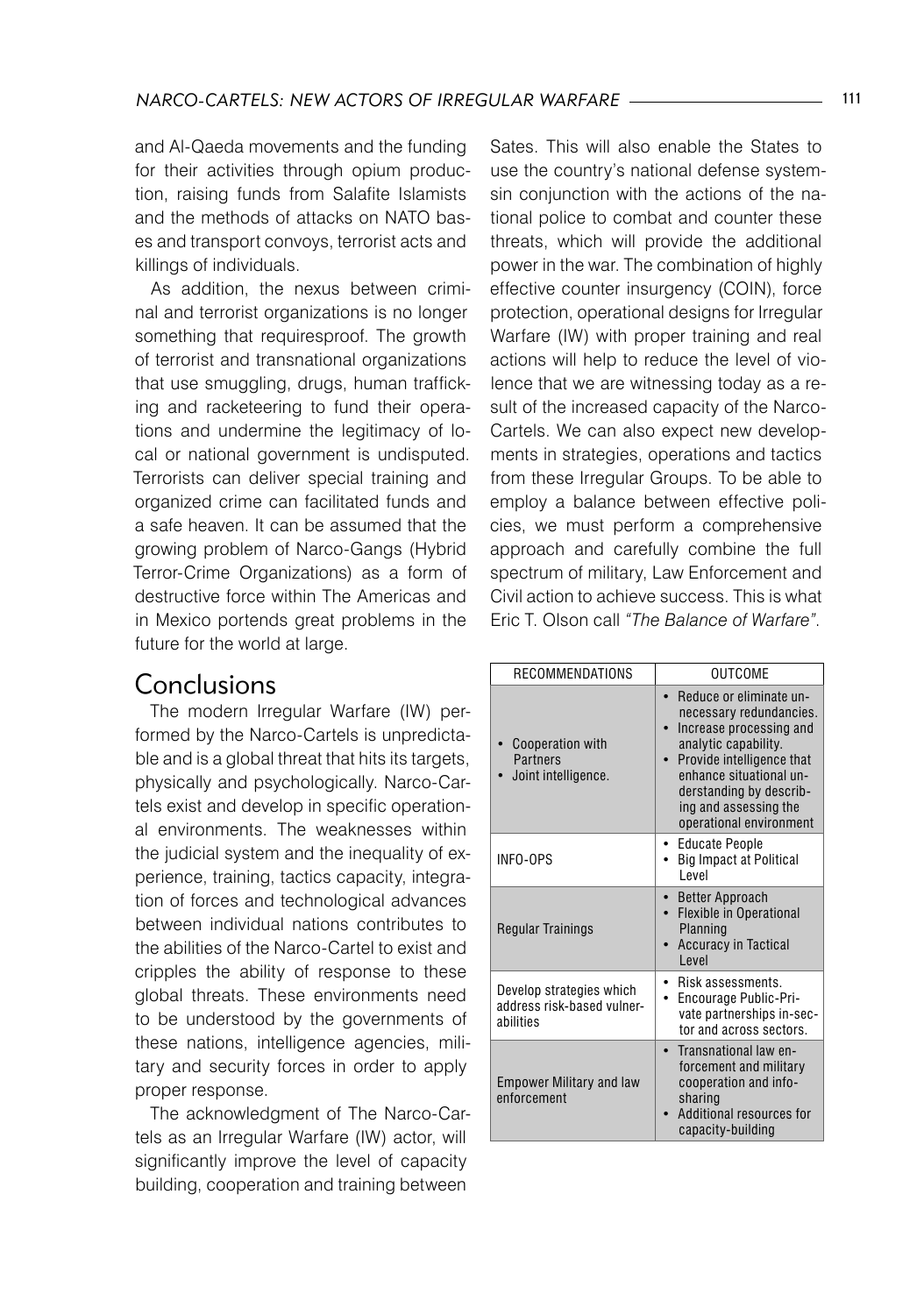and Al-Qaeda movements and the funding for their activities through opium production, raising funds from Salafite Islamists and the methods of attacks on NATO bases and transport convoys, terrorist acts and killings of individuals.

As addition, the nexus between criminal and terrorist organizations is no longer something that requiresproof. The growth of terrorist and transnational organizations that use smuggling, drugs, human trafficking and racketeering to fund their operations and undermine the legitimacy of local or national government is undisputed. Terrorists can deliver special training and organized crime can facilitated funds and a safe heaven. It can be assumed that the growing problem of Narco-Gangs (Hybrid Terror-Crime Organizations) as a form of destructive force within The Americas and in Mexico portends great problems in the future for the world at large.

## Conclusions

The modern Irregular Warfare (IW) performed by the Narco-Cartels is unpredictable and is a global threat that hits its targets, physically and psychologically. Narco-Cartels exist and develop in specific operational environments. The weaknesses within the judicial system and the inequality of experience, training, tactics capacity, integration of forces and technological advances between individual nations contributes to the abilities of the Narco-Cartel to exist and cripples the ability of response to these global threats. These environments need to be understood by the governments of these nations, intelligence agencies, military and security forces in order to apply proper response.

The acknowledgment of The Narco-Cartels as an Irregular Warfare (IW) actor, will significantly improve the level of capacity building, cooperation and training between Sates. This will also enable the States to use the country's national defense systemsin conjunction with the actions of the national police to combat and counter these threats, which will provide the additional power in the war. The combination of highly effective counter insurgency (COIN), force protection, operational designs for Irregular Warfare (IW) with proper training and real actions will help to reduce the level of violence that we are witnessing today as a result of the increased capacity of the Narco-Cartels. We can also expect new developments in strategies, operations and tactics from these Irregular Groups. To be able to employ a balance between effective policies, we must perform a comprehensive approach and carefully combine the full spectrum of military, Law Enforcement and Civil action to achieve success. This is what Eric T. Olson call *"The Balance of Warfare"*.

| RECOMMENDATIONS | OUTCOME |
|---|---|
| • Cooperation with Partners<br>• Joint intelligence. | • Reduce or eliminate unnecessary redundancies.<br>• Increase processing and analytic capability.<br>• Provide intelligence that enhance situational understanding by describing and assessing the operational environment |
| INFO-OPS | • Educate People<br>• Big Impact at Political Level |
| Regular Trainings | • Better Approach<br>• Flexible in Operational Planning<br>• Accuracy in Tactical Level |
| Develop strategies which address risk-based vulnerabilities | • Risk assessments.<br>• Encourage Public-Private partnerships in-sector and across sectors. |
| Empower Military and law enforcement | • Transnational law enforcement and military cooperation and info-sharing<br>• Additional resources for capacity-building |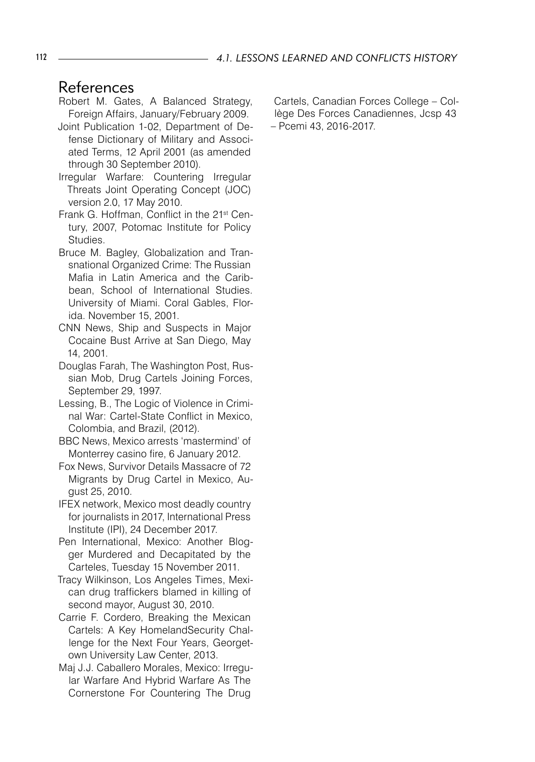## References

Robert M. Gates, A Balanced Strategy, Foreign Affairs, January/February 2009.

Joint Publication 1-02, Department of Defense Dictionary of Military and Associated Terms, 12 April 2001 (as amended through 30 September 2010).

Irregular Warfare: Countering Irregular Threats Joint Operating Concept (JOC) version 2.0, 17 May 2010.

Frank G. Hoffman, Conflict in the 21st Century, 2007, Potomac Institute for Policy Studies.

Bruce M. Bagley, Globalization and Transnational Organized Crime: The Russian Mafia in Latin America and the Caribbean, School of International Studies. University of Miami. Coral Gables, Florida. November 15, 2001.

CNN News, Ship and Suspects in Major Cocaine Bust Arrive at San Diego, May 14, 2001.

Douglas Farah, The Washington Post, Russian Mob, Drug Cartels Joining Forces, September 29, 1997.

Lessing, B., The Logic of Violence in Criminal War: Cartel-State Conflict in Mexico, Colombia, and Brazil, (2012).

BBC News, Mexico arrests 'mastermind' of Monterrey casino fire, 6 January 2012.

Fox News, Survivor Details Massacre of 72 Migrants by Drug Cartel in Mexico, August 25, 2010.

IFEX network, Mexico most deadly country for journalists in 2017, International Press Institute (IPI), 24 December 2017.

Pen International, Mexico: Another Blogger Murdered and Decapitated by the Carteles, Tuesday 15 November 2011.

Tracy Wilkinson, Los Angeles Times, Mexican drug traffickers blamed in killing of second mayor, August 30, 2010.

Carrie F. Cordero, Breaking the Mexican Cartels: A Key HomelandSecurity Challenge for the Next Four Years, Georgetown University Law Center, 2013.

Maj J.J. Caballero Morales, Mexico: Irregular Warfare And Hybrid Warfare As The Cornerstone For Countering The Drug Cartels, Canadian Forces College – Collège Des Forces Canadiennes, Jcsp 43 – Pcemi 43, 2016-2017.